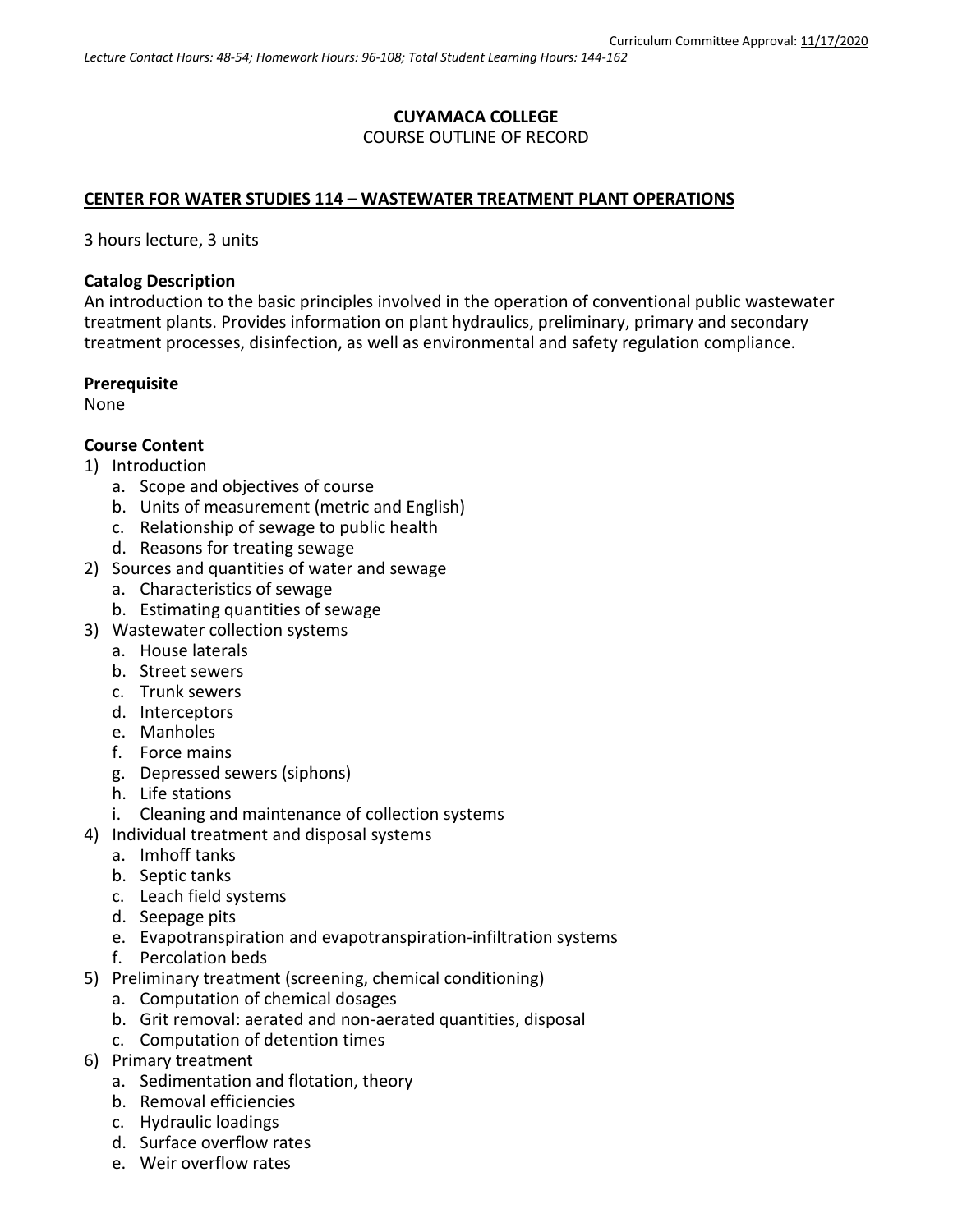Curriculum Committee Approval: 11/17/2020

*Lecture Contact Hours: 48-54; Homework Hours: 96-108; Total Student Learning Hours: 144-162*

**CUYAMACA COLLEGE**
COURSE OUTLINE OF RECORD

**CENTER FOR WATER STUDIES 114 – WASTEWATER TREATMENT PLANT OPERATIONS**

3 hours lecture, 3 units

**Catalog Description**
An introduction to the basic principles involved in the operation of conventional public wastewater treatment plants. Provides information on plant hydraulics, preliminary, primary and secondary treatment processes, disinfection, as well as environmental and safety regulation compliance.

**Prerequisite**
None

**Course Content**

1) Introduction
   a. Scope and objectives of course
   b. Units of measurement (metric and English)
   c. Relationship of sewage to public health
   d. Reasons for treating sewage
2) Sources and quantities of water and sewage
   a. Characteristics of sewage
   b. Estimating quantities of sewage
3) Wastewater collection systems
   a. House laterals
   b. Street sewers
   c. Trunk sewers
   d. Interceptors
   e. Manholes
   f. Force mains
   g. Depressed sewers (siphons)
   h. Life stations
   i. Cleaning and maintenance of collection systems
4) Individual treatment and disposal systems
   a. Imhoff tanks
   b. Septic tanks
   c. Leach field systems
   d. Seepage pits
   e. Evapotranspiration and evapotranspiration-infiltration systems
   f. Percolation beds
5) Preliminary treatment (screening, chemical conditioning)
   a. Computation of chemical dosages
   b. Grit removal: aerated and non-aerated quantities, disposal
   c. Computation of detention times
6) Primary treatment
   a. Sedimentation and flotation, theory
   b. Removal efficiencies
   c. Hydraulic loadings
   d. Surface overflow rates
   e. Weir overflow rates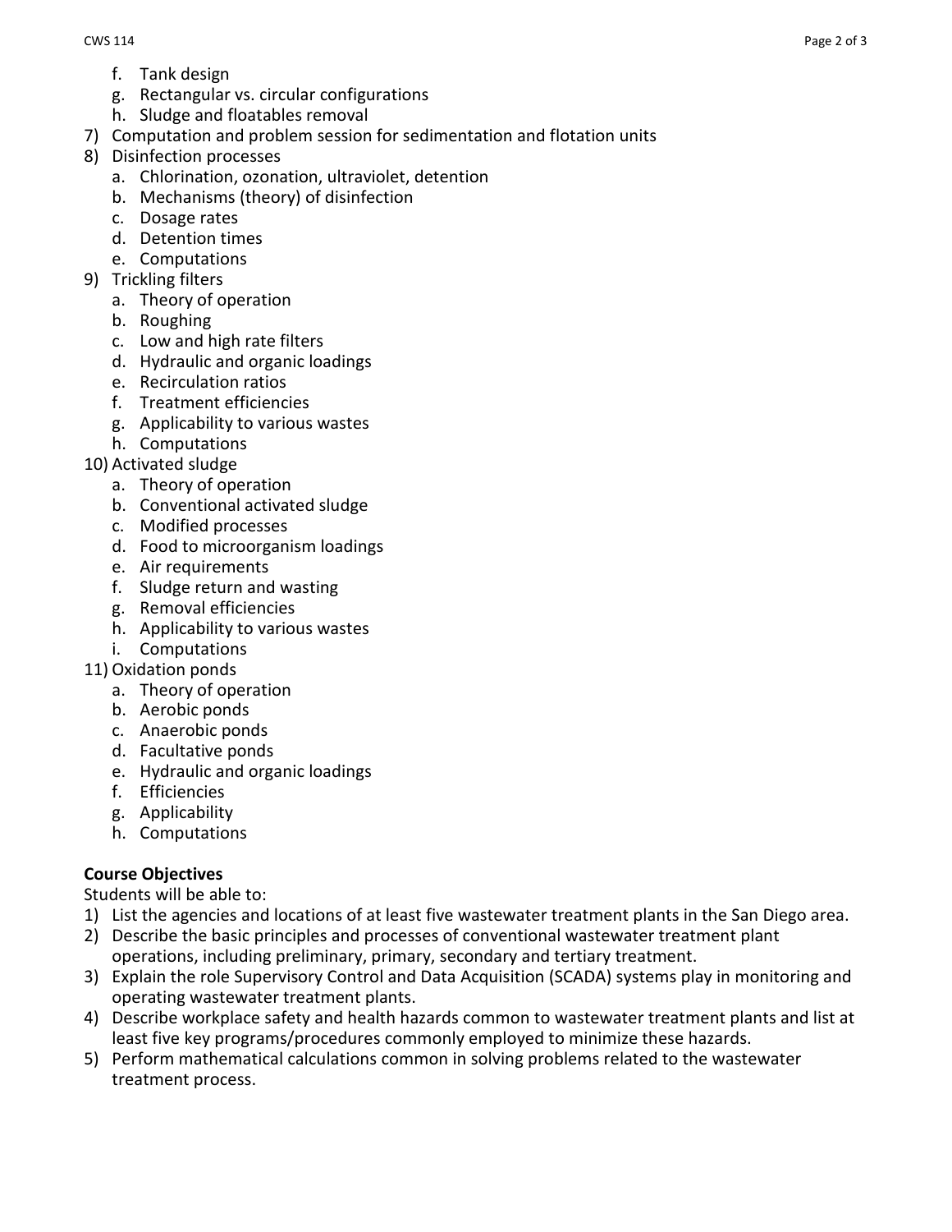f. Tank design
   g. Rectangular vs. circular configurations
   h. Sludge and floatables removal
7) Computation and problem session for sedimentation and flotation units
8) Disinfection processes
   a. Chlorination, ozonation, ultraviolet, detention
   b. Mechanisms (theory) of disinfection
   c. Dosage rates
   d. Detention times
   e. Computations
9) Trickling filters
   a. Theory of operation
   b. Roughing
   c. Low and high rate filters
   d. Hydraulic and organic loadings
   e. Recirculation ratios
   f. Treatment efficiencies
   g. Applicability to various wastes
   h. Computations
10) Activated sludge
    a. Theory of operation
    b. Conventional activated sludge
    c. Modified processes
    d. Food to microorganism loadings
    e. Air requirements
    f. Sludge return and wasting
    g. Removal efficiencies
    h. Applicability to various wastes
    i. Computations
11) Oxidation ponds
    a. Theory of operation
    b. Aerobic ponds
    c. Anaerobic ponds
    d. Facultative ponds
    e. Hydraulic and organic loadings
    f. Efficiencies
    g. Applicability
    h. Computations

**Course Objectives**

Students will be able to:

1) List the agencies and locations of at least five wastewater treatment plants in the San Diego area.
2) Describe the basic principles and processes of conventional wastewater treatment plant operations, including preliminary, primary, secondary and tertiary treatment.
3) Explain the role Supervisory Control and Data Acquisition (SCADA) systems play in monitoring and operating wastewater treatment plants.
4) Describe workplace safety and health hazards common to wastewater treatment plants and list at least five key programs/procedures commonly employed to minimize these hazards.
5) Perform mathematical calculations common in solving problems related to the wastewater treatment process.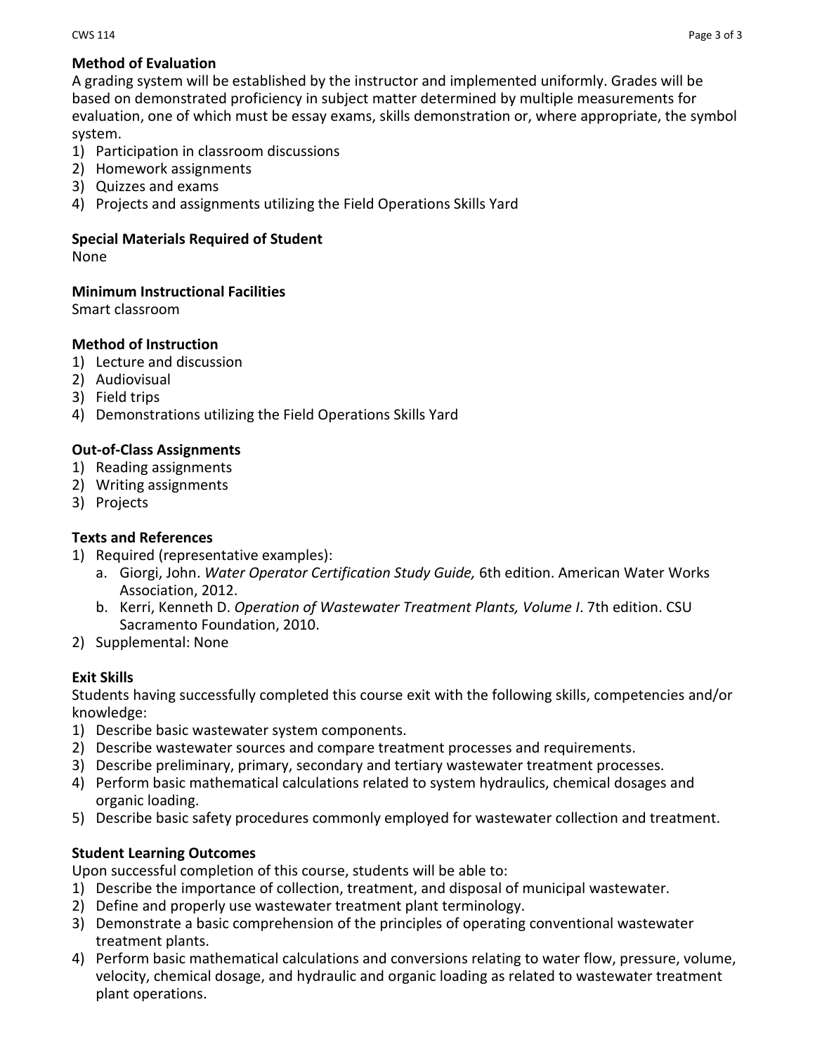**Method of Evaluation**

A grading system will be established by the instructor and implemented uniformly. Grades will be based on demonstrated proficiency in subject matter determined by multiple measurements for evaluation, one of which must be essay exams, skills demonstration or, where appropriate, the symbol system.

1) Participation in classroom discussions
2) Homework assignments
3) Quizzes and exams
4) Projects and assignments utilizing the Field Operations Skills Yard

**Special Materials Required of Student**

None

**Minimum Instructional Facilities**

Smart classroom

**Method of Instruction**

1) Lecture and discussion
2) Audiovisual
3) Field trips
4) Demonstrations utilizing the Field Operations Skills Yard

**Out-of-Class Assignments**

1) Reading assignments
2) Writing assignments
3) Projects

**Texts and References**

1) Required (representative examples):
   a. Giorgi, John. *Water Operator Certification Study Guide,* 6th edition. American Water Works Association, 2012.
   b. Kerri, Kenneth D. *Operation of Wastewater Treatment Plants, Volume I*. 7th edition. CSU Sacramento Foundation, 2010.
2) Supplemental: None

**Exit Skills**

Students having successfully completed this course exit with the following skills, competencies and/or knowledge:

1) Describe basic wastewater system components.
2) Describe wastewater sources and compare treatment processes and requirements.
3) Describe preliminary, primary, secondary and tertiary wastewater treatment processes.
4) Perform basic mathematical calculations related to system hydraulics, chemical dosages and organic loading.
5) Describe basic safety procedures commonly employed for wastewater collection and treatment.

**Student Learning Outcomes**

Upon successful completion of this course, students will be able to:

1) Describe the importance of collection, treatment, and disposal of municipal wastewater.
2) Define and properly use wastewater treatment plant terminology.
3) Demonstrate a basic comprehension of the principles of operating conventional wastewater treatment plants.
4) Perform basic mathematical calculations and conversions relating to water flow, pressure, volume, velocity, chemical dosage, and hydraulic and organic loading as related to wastewater treatment plant operations.